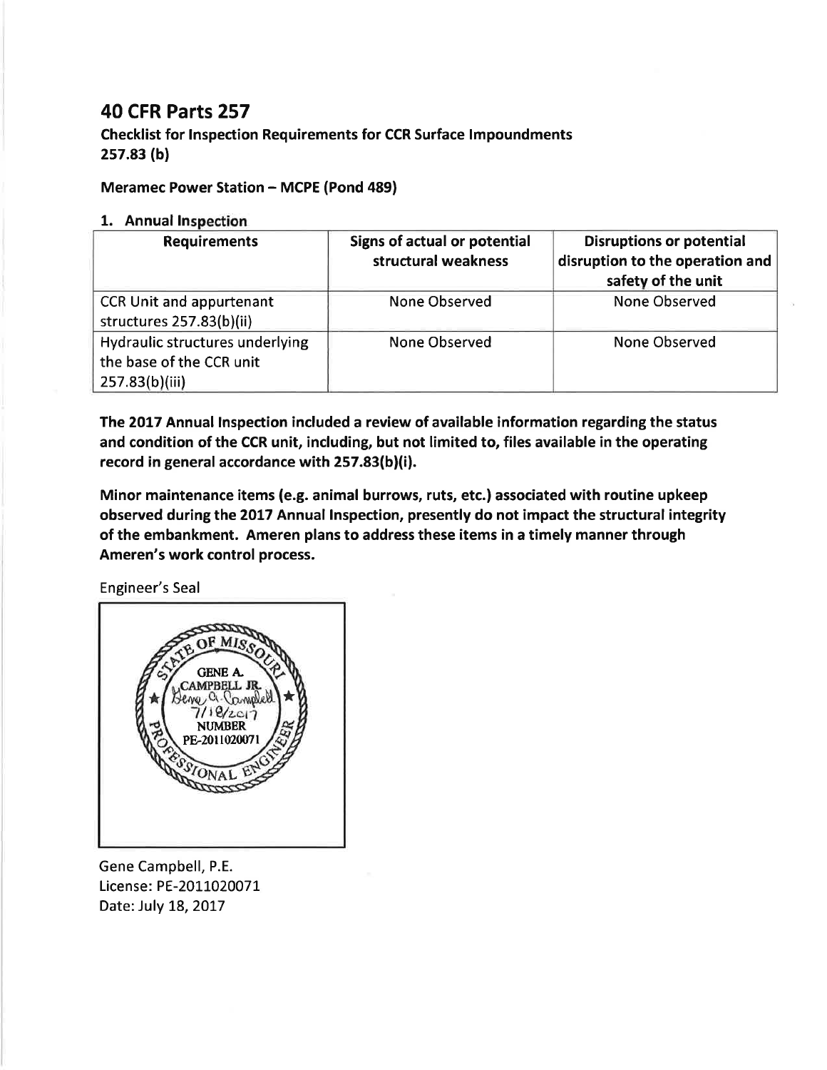# 40 CFR Parts 257

**Checklist for Inspection Requirements for CCR Surface Impoundments 257.83 (b)**

**Meramec Power Station – MCPE (Pond 489)**

**1. Annual Inspection**

| Requirements | Signs of actual or potential structural weakness | Disruptions or potential disruption to the operation and safety of the unit |
|---|---|---|
| CCR Unit and appurtenant structures 257.83(b)(ii) | None Observed | None Observed |
| Hydraulic structures underlying the base of the CCR unit 257.83(b)(iii) | None Observed | None Observed |

**The 2017 Annual Inspection included a review of available information regarding the status and condition of the CCR unit, including, but not limited to, files available in the operating record in general accordance with 257.83(b)(i).**

**Minor maintenance items (e.g. animal burrows, ruts, etc.) associated with routine upkeep observed during the 2017 Annual Inspection, presently do not impact the structural integrity of the embankment. Ameren plans to address these items in a timely manner through Ameren's work control process.**

Engineer's Seal

STATE OF MISSOURI
GENE A. CAMPBELL JR.
Gene A. Campbell
7/18/2017
NUMBER
PE-2011020071
PROFESSIONAL ENGINEER

Gene Campbell, P.E.
License: PE-2011020071
Date: July 18, 2017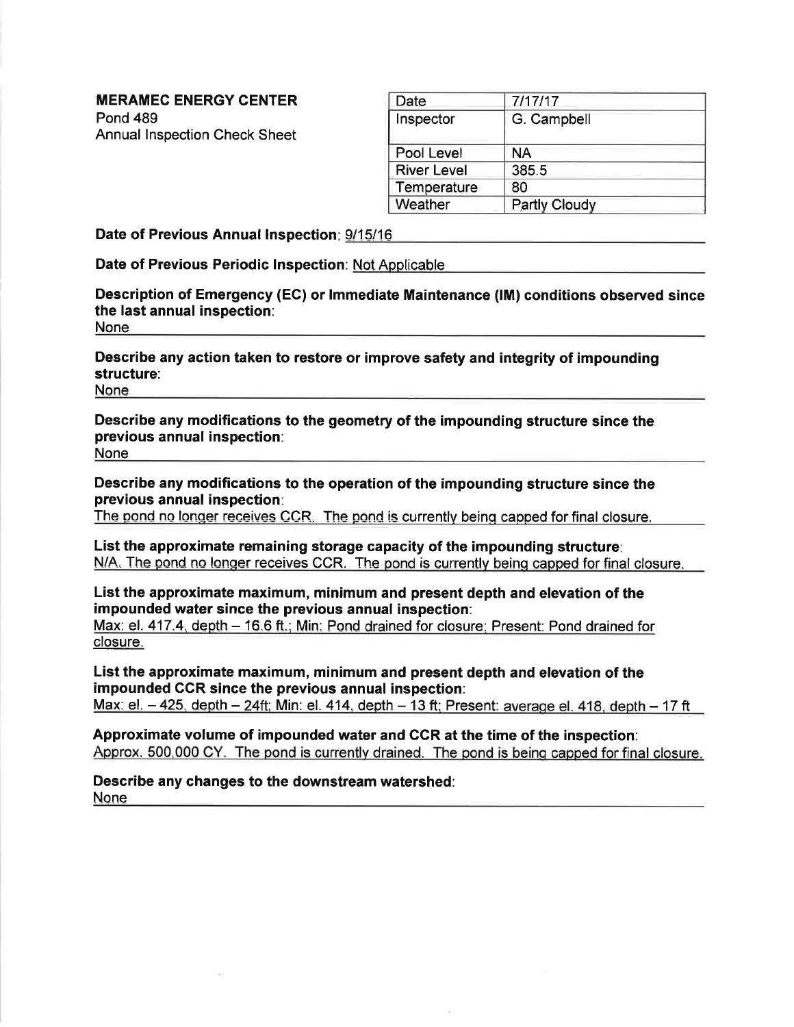**MERAMEC ENERGY CENTER**
Pond 489
Annual Inspection Check Sheet

| | |
|---|---|
| Date | 7/17/17 |
| Inspector | G. Campbell |
| Pool Level | NA |
| River Level | 385.5 |
| Temperature | 80 |
| Weather | Partly Cloudy |

**Date of Previous Annual Inspection**: 9/15/16

**Date of Previous Periodic Inspection**: Not Applicable

**Description of Emergency (EC) or Immediate Maintenance (IM) conditions observed since the last annual inspection**:
None

**Describe any action taken to restore or improve safety and integrity of impounding structure**:
None

**Describe any modifications to the geometry of the impounding structure since the previous annual inspection**:
None

**Describe any modifications to the operation of the impounding structure since the previous annual inspection**:
The pond no longer receives CCR. The pond is currently being capped for final closure.

**List the approximate remaining storage capacity of the impounding structure**:
N/A. The pond no longer receives CCR. The pond is currently being capped for final closure.

**List the approximate maximum, minimum and present depth and elevation of the impounded water since the previous annual inspection**:
Max: el. 417.4, depth – 16.6 ft.; Min: Pond drained for closure; Present: Pond drained for closure.

**List the approximate maximum, minimum and present depth and elevation of the impounded CCR since the previous annual inspection**:
Max: el. – 425, depth – 24ft; Min: el. 414, depth – 13 ft; Present: average el. 418, depth – 17 ft

**Approximate volume of impounded water and CCR at the time of the inspection**:
Approx. 500,000 CY. The pond is currently drained. The pond is being capped for final closure.

**Describe any changes to the downstream watershed**:
None